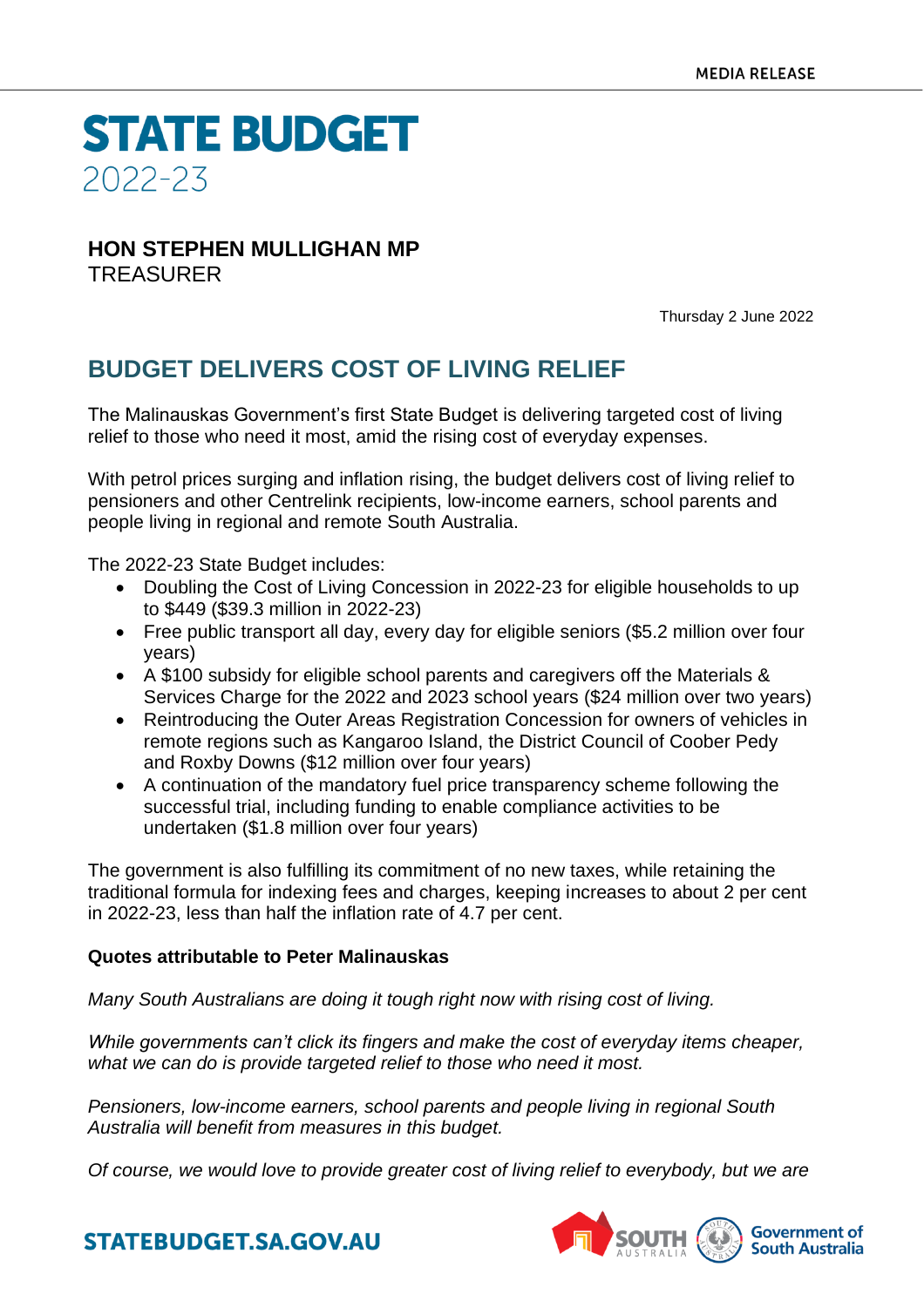MEDIA RELEASE

# STATE BUDGET 2022-23

**HON STEPHEN MULLIGHAN MP**
TREASURER

Thursday 2 June 2022

## BUDGET DELIVERS COST OF LIVING RELIEF

The Malinauskas Government's first State Budget is delivering targeted cost of living relief to those who need it most, amid the rising cost of everyday expenses.

With petrol prices surging and inflation rising, the budget delivers cost of living relief to pensioners and other Centrelink recipients, low-income earners, school parents and people living in regional and remote South Australia.

The 2022-23 State Budget includes:

- Doubling the Cost of Living Concession in 2022-23 for eligible households to up to $449 ($39.3 million in 2022-23)
- Free public transport all day, every day for eligible seniors ($5.2 million over four years)
- A $100 subsidy for eligible school parents and caregivers off the Materials & Services Charge for the 2022 and 2023 school years ($24 million over two years)
- Reintroducing the Outer Areas Registration Concession for owners of vehicles in remote regions such as Kangaroo Island, the District Council of Coober Pedy and Roxby Downs ($12 million over four years)
- A continuation of the mandatory fuel price transparency scheme following the successful trial, including funding to enable compliance activities to be undertaken ($1.8 million over four years)

The government is also fulfilling its commitment of no new taxes, while retaining the traditional formula for indexing fees and charges, keeping increases to about 2 per cent in 2022-23, less than half the inflation rate of 4.7 per cent.

**Quotes attributable to Peter Malinauskas**

*Many South Australians are doing it tough right now with rising cost of living.*

*While governments can't click its fingers and make the cost of everyday items cheaper, what we can do is provide targeted relief to those who need it most.*

*Pensioners, low-income earners, school parents and people living in regional South Australia will benefit from measures in this budget.*

*Of course, we would love to provide greater cost of living relief to everybody, but we are*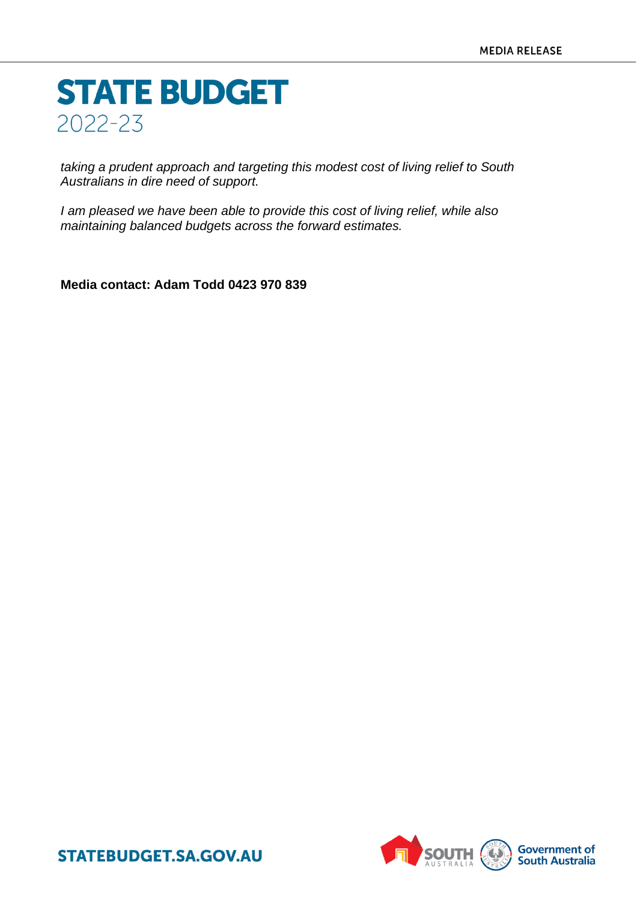*taking a prudent approach and targeting this modest cost of living relief to South Australians in dire need of support.*

*I am pleased we have been able to provide this cost of living relief, while also maintaining balanced budgets across the forward estimates.*

**Media contact: Adam Todd 0423 970 839**